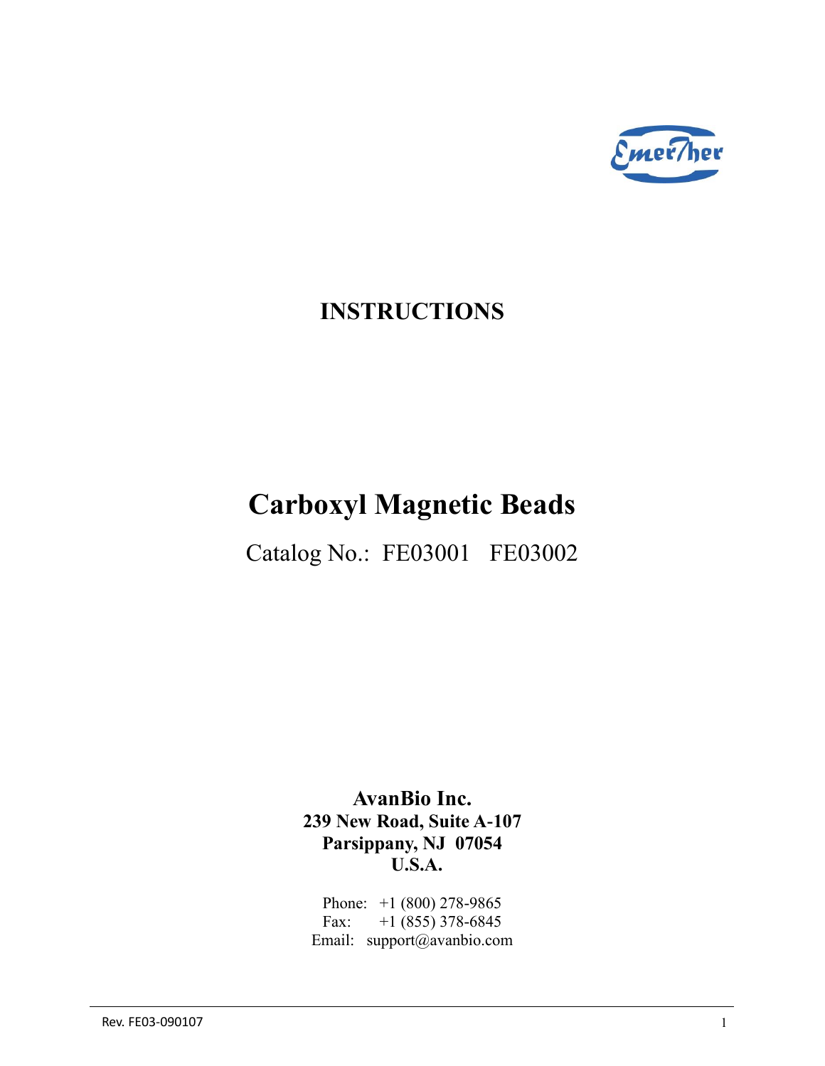# INSTRUCTIONS

# Carboxyl Magnetic Beads

Catalog No.: FE03001 FE03002

**AvanBio Inc.**
**239 New Road, Suite A-107**
**Parsippany, NJ 07054**
**U.S.A.**

Phone: +1 (800) 278-9865
Fax: +1 (855) 378-6845
Email: support@avanbio.com

Rev. FE03-090107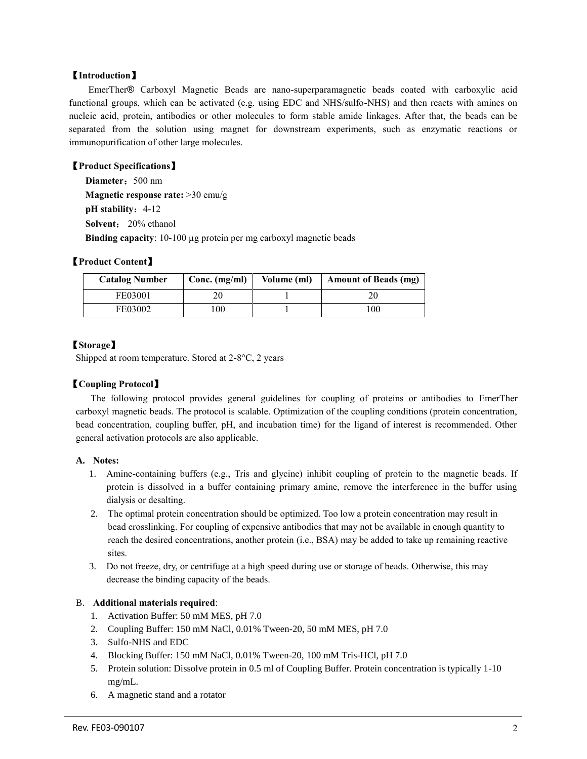## 【Introduction】

EmerTher® Carboxyl Magnetic Beads are nano-superparamagnetic beads coated with carboxylic acid functional groups, which can be activated (e.g. using EDC and NHS/sulfo-NHS) and then reacts with amines on nucleic acid, protein, antibodies or other molecules to form stable amide linkages. After that, the beads can be separated from the solution using magnet for downstream experiments, such as enzymatic reactions or immunopurification of other large molecules.

## 【Product Specifications】

**Diameter**：500 nm

**Magnetic response rate:** >30 emu/g

**pH stability**：4-12

**Solvent**： 20% ethanol

**Binding capacity**: 10-100 µg protein per mg carboxyl magnetic beads

## 【Product Content】

| Catalog Number | Conc. (mg/ml) | Volume (ml) | Amount of Beads (mg) |
| --- | --- | --- | --- |
| FE03001 | 20 | 1 | 20 |
| FE03002 | 100 | 1 | 100 |

## 【Storage】

Shipped at room temperature. Stored at 2-8°C, 2 years

## 【Coupling Protocol】

The following protocol provides general guidelines for coupling of proteins or antibodies to EmerTher carboxyl magnetic beads. The protocol is scalable. Optimization of the coupling conditions (protein concentration, bead concentration, coupling buffer, pH, and incubation time) for the ligand of interest is recommended. Other general activation protocols are also applicable.

### A. Notes:

1. Amine-containing buffers (e.g., Tris and glycine) inhibit coupling of protein to the magnetic beads. If protein is dissolved in a buffer containing primary amine, remove the interference in the buffer using dialysis or desalting.
2. The optimal protein concentration should be optimized. Too low a protein concentration may result in bead crosslinking. For coupling of expensive antibodies that may not be available in enough quantity to reach the desired concentrations, another protein (i.e., BSA) may be added to take up remaining reactive sites.
3. Do not freeze, dry, or centrifuge at a high speed during use or storage of beads. Otherwise, this may decrease the binding capacity of the beads.

### B. Additional materials required:

1. Activation Buffer: 50 mM MES, pH 7.0
2. Coupling Buffer: 150 mM NaCl, 0.01% Tween-20, 50 mM MES, pH 7.0
3. Sulfo-NHS and EDC
4. Blocking Buffer: 150 mM NaCl, 0.01% Tween-20, 100 mM Tris-HCl, pH 7.0
5. Protein solution: Dissolve protein in 0.5 ml of Coupling Buffer. Protein concentration is typically 1-10 mg/mL.
6. A magnetic stand and a rotator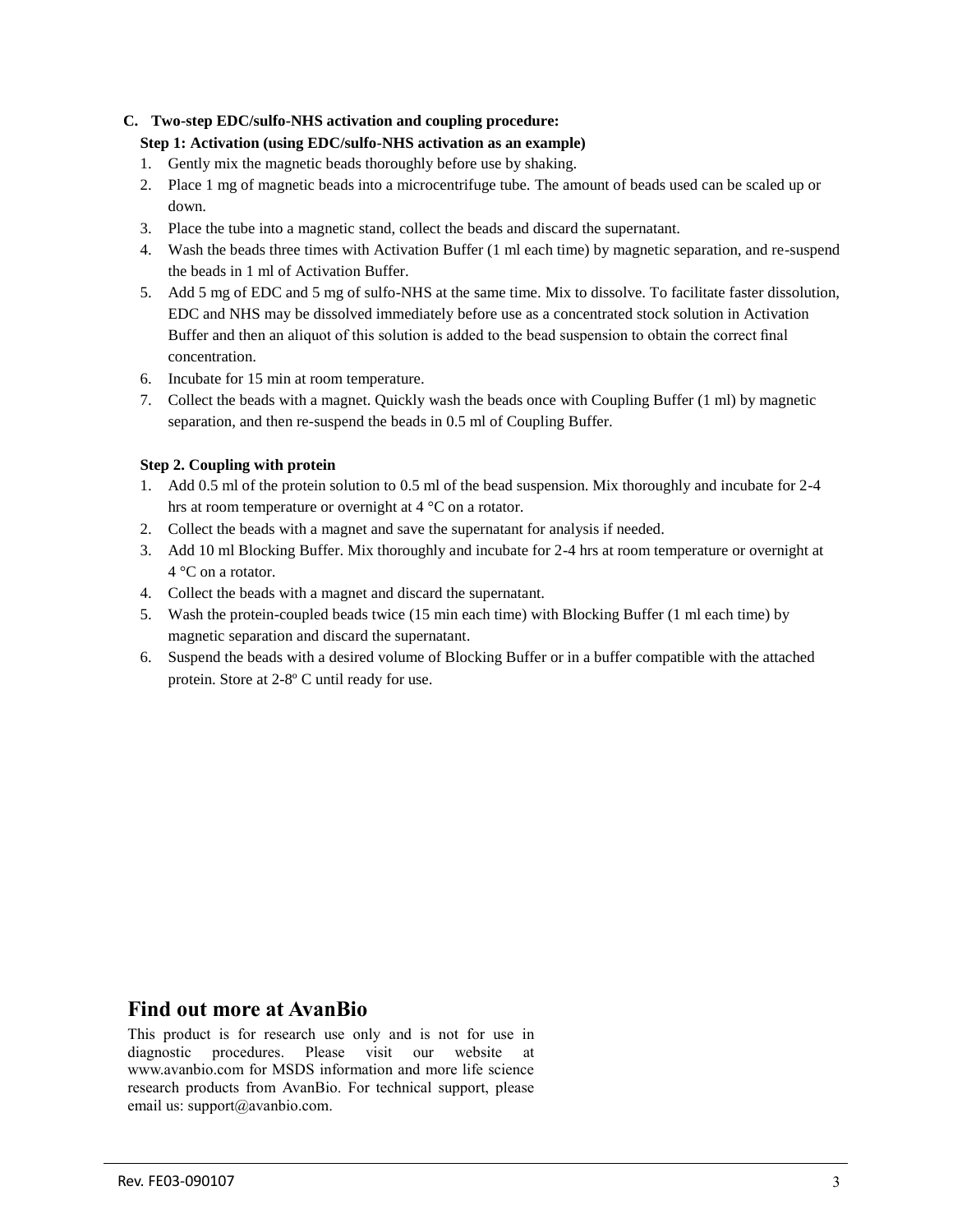**C. Two-step EDC/sulfo-NHS activation and coupling procedure:**

**Step 1: Activation (using EDC/sulfo-NHS activation as an example)**

1. Gently mix the magnetic beads thoroughly before use by shaking.
2. Place 1 mg of magnetic beads into a microcentrifuge tube. The amount of beads used can be scaled up or down.
3. Place the tube into a magnetic stand, collect the beads and discard the supernatant.
4. Wash the beads three times with Activation Buffer (1 ml each time) by magnetic separation, and re-suspend the beads in 1 ml of Activation Buffer.
5. Add 5 mg of EDC and 5 mg of sulfo-NHS at the same time. Mix to dissolve. To facilitate faster dissolution, EDC and NHS may be dissolved immediately before use as a concentrated stock solution in Activation Buffer and then an aliquot of this solution is added to the bead suspension to obtain the correct final concentration.
6. Incubate for 15 min at room temperature.
7. Collect the beads with a magnet. Quickly wash the beads once with Coupling Buffer (1 ml) by magnetic separation, and then re-suspend the beads in 0.5 ml of Coupling Buffer.

**Step 2. Coupling with protein**

1. Add 0.5 ml of the protein solution to 0.5 ml of the bead suspension. Mix thoroughly and incubate for 2-4 hrs at room temperature or overnight at 4 °C on a rotator.
2. Collect the beads with a magnet and save the supernatant for analysis if needed.
3. Add 10 ml Blocking Buffer. Mix thoroughly and incubate for 2-4 hrs at room temperature or overnight at 4 °C on a rotator.
4. Collect the beads with a magnet and discard the supernatant.
5. Wash the protein-coupled beads twice (15 min each time) with Blocking Buffer (1 ml each time) by magnetic separation and discard the supernatant.
6. Suspend the beads with a desired volume of Blocking Buffer or in a buffer compatible with the attached protein. Store at 2-8º C until ready for use.

## Find out more at AvanBio

This product is for research use only and is not for use in diagnostic procedures. Please visit our website at www.avanbio.com for MSDS information and more life science research products from AvanBio. For technical support, please email us: support@avanbio.com.

Rev. FE03-090107